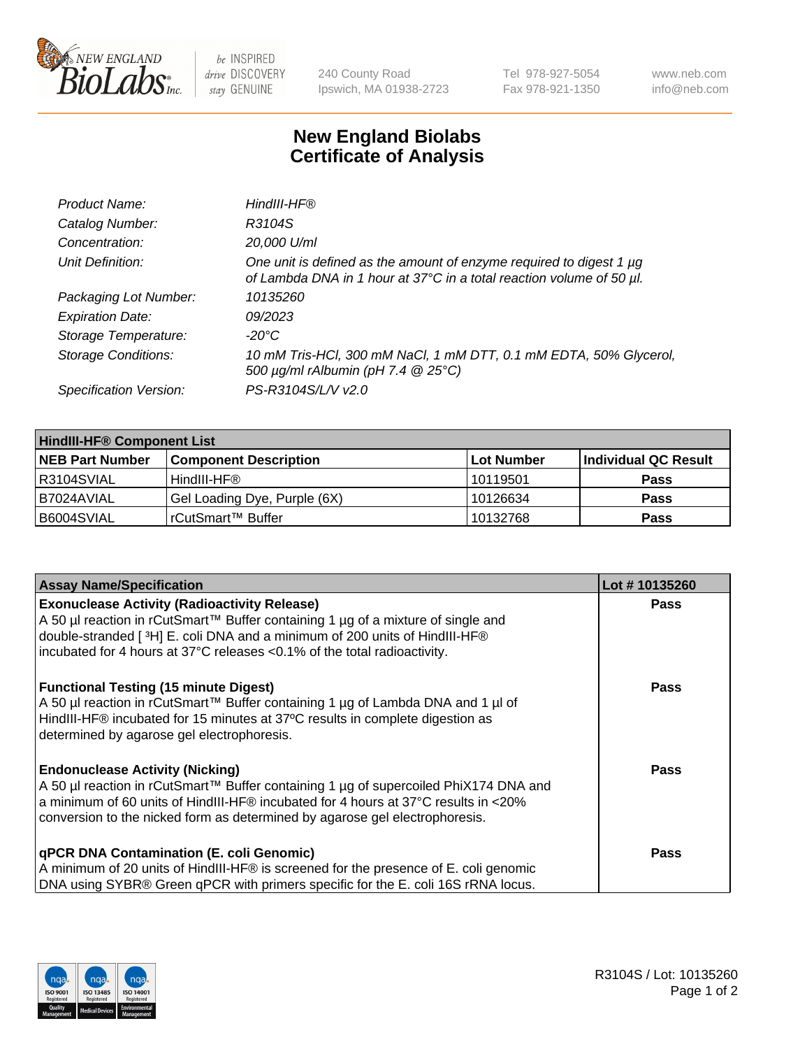New England BioLabs Inc. — be INSPIRED drive DISCOVERY stay GENUINE

240 County Road
Ipswich, MA 01938-2723

Tel 978-927-5054
Fax 978-921-1350

www.neb.com
info@neb.com

# New England Biolabs Certificate of Analysis

| | |
|---|---|
| *Product Name:* | *HindIII-HF®* |
| *Catalog Number:* | *R3104S* |
| *Concentration:* | *20,000 U/ml* |
| *Unit Definition:* | *One unit is defined as the amount of enzyme required to digest 1 µg of Lambda DNA in 1 hour at 37°C in a total reaction volume of 50 µl.* |
| *Packaging Lot Number:* | *10135260* |
| *Expiration Date:* | *09/2023* |
| *Storage Temperature:* | *-20°C* |
| *Storage Conditions:* | *10 mM Tris-HCl, 300 mM NaCl, 1 mM DTT, 0.1 mM EDTA, 50% Glycerol, 500 µg/ml rAlbumin (pH 7.4 @ 25°C)* |
| *Specification Version:* | *PS-R3104S/L/V v2.0* |

| **HindIII-HF® Component List** | | | |
|---|---|---|---|
| **NEB Part Number** | **Component Description** | **Lot Number** | **Individual QC Result** |
| R3104SVIAL | HindIII-HF® | 10119501 | **Pass** |
| B7024AVIAL | Gel Loading Dye, Purple (6X) | 10126634 | **Pass** |
| B6004SVIAL | rCutSmart™ Buffer | 10132768 | **Pass** |

| **Assay Name/Specification** | **Lot # 10135260** |
|---|---|
| **Exonuclease Activity (Radioactivity Release)** A 50 µl reaction in rCutSmart™ Buffer containing 1 µg of a mixture of single and double-stranded [ $^3$H] E. coli DNA and a minimum of 200 units of HindIII-HF® incubated for 4 hours at 37°C releases <0.1% of the total radioactivity. | **Pass** |
| **Functional Testing (15 minute Digest)** A 50 µl reaction in rCutSmart™ Buffer containing 1 µg of Lambda DNA and 1 µl of HindIII-HF® incubated for 15 minutes at 37ºC results in complete digestion as determined by agarose gel electrophoresis. | **Pass** |
| **Endonuclease Activity (Nicking)** A 50 µl reaction in rCutSmart™ Buffer containing 1 µg of supercoiled PhiX174 DNA and a minimum of 60 units of HindIII-HF® incubated for 4 hours at 37°C results in <20% conversion to the nicked form as determined by agarose gel electrophoresis. | **Pass** |
| **qPCR DNA Contamination (E. coli Genomic)** A minimum of 20 units of HindIII-HF® is screened for the presence of E. coli genomic DNA using SYBR® Green qPCR with primers specific for the E. coli 16S rRNA locus. | **Pass** |

R3104S / Lot: 10135260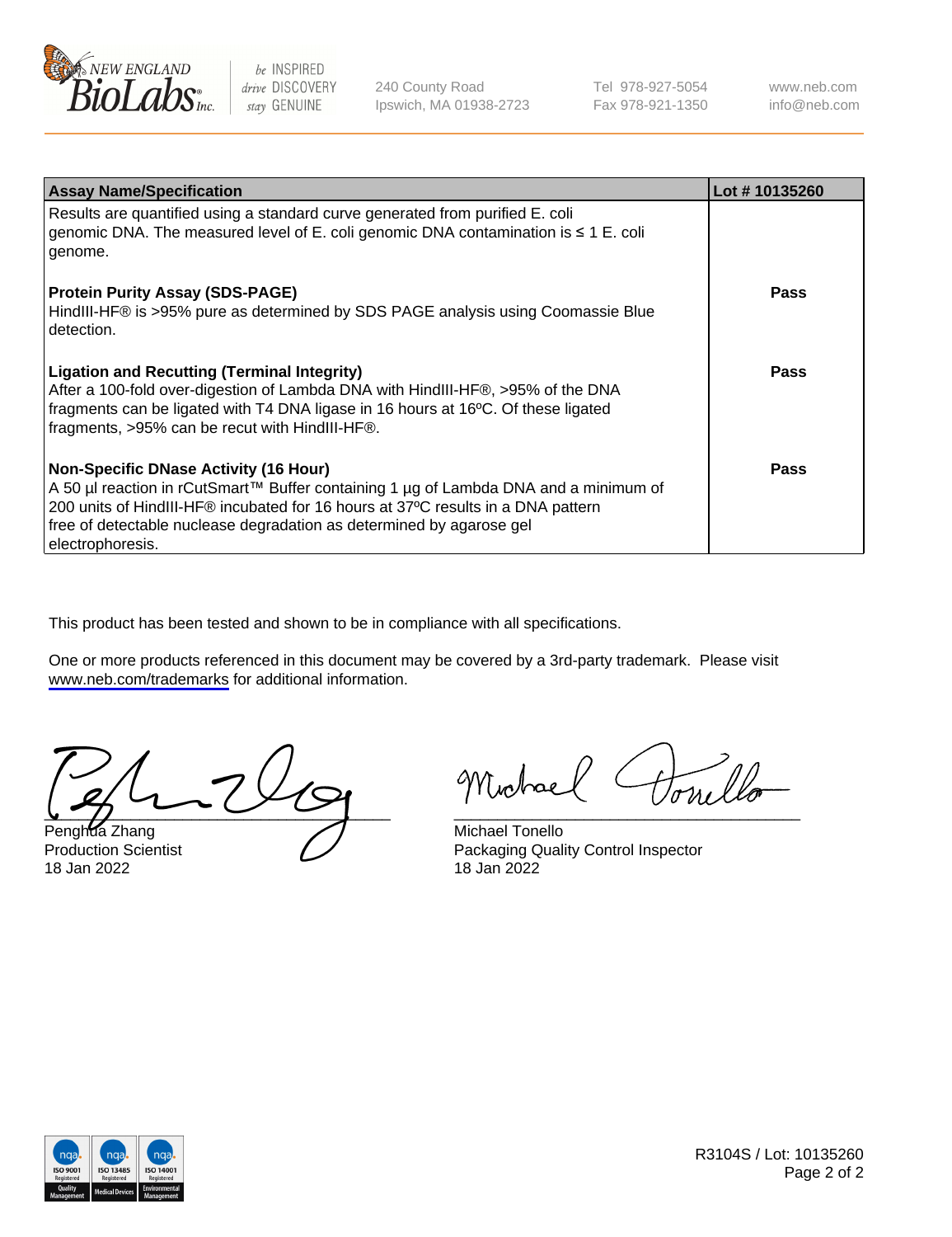| Assay Name/Specification | Lot # 10135260 |
| --- | --- |
| Results are quantified using a standard curve generated from purified E. coli genomic DNA. The measured level of E. coli genomic DNA contamination is ≤ 1 E. coli genome. | |
| **Protein Purity Assay (SDS-PAGE)**<br>HindIII-HF® is >95% pure as determined by SDS PAGE analysis using Coomassie Blue detection. | **Pass** |
| **Ligation and Recutting (Terminal Integrity)**<br>After a 100-fold over-digestion of Lambda DNA with HindIII-HF®, >95% of the DNA fragments can be ligated with T4 DNA ligase in 16 hours at 16ºC. Of these ligated fragments, >95% can be recut with HindIII-HF®. | **Pass** |
| **Non-Specific DNase Activity (16 Hour)**<br>A 50 µl reaction in rCutSmart™ Buffer containing 1 µg of Lambda DNA and a minimum of 200 units of HindIII-HF® incubated for 16 hours at 37ºC results in a DNA pattern free of detectable nuclease degradation as determined by agarose gel electrophoresis. | **Pass** |

This product has been tested and shown to be in compliance with all specifications.

One or more products referenced in this document may be covered by a 3rd-party trademark. Please visit www.neb.com/trademarks for additional information.

Penghua Zhang
Production Scientist
18 Jan 2022

Michael Tonello
Packaging Quality Control Inspector
18 Jan 2022

R3104S / Lot: 10135260